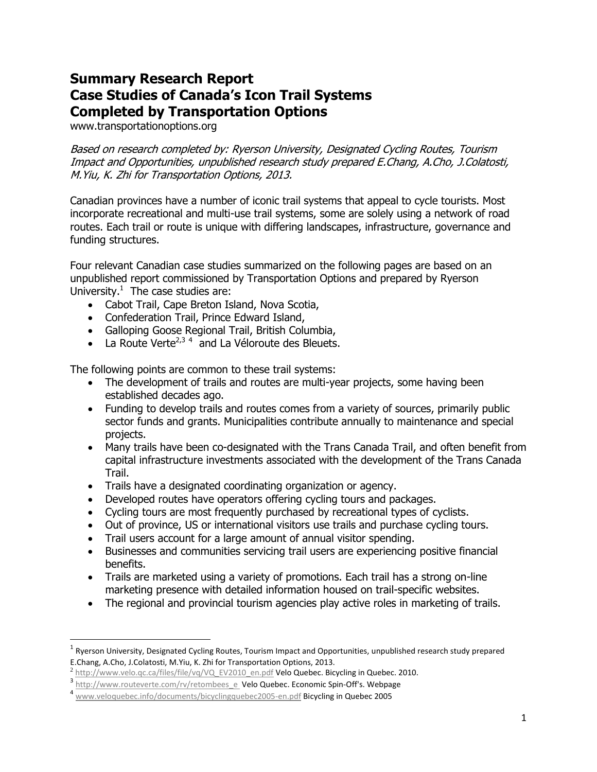# Summary Research Report
# Case Studies of Canada's Icon Trail Systems
# Completed by Transportation Options

www.transportationoptions.org

*Based on research completed by: Ryerson University, Designated Cycling Routes, Tourism Impact and Opportunities, unpublished research study prepared E.Chang, A.Cho, J.Colatosti, M.Yiu, K. Zhi for Transportation Options, 2013.*

Canadian provinces have a number of iconic trail systems that appeal to cycle tourists. Most incorporate recreational and multi-use trail systems, some are solely using a network of road routes. Each trail or route is unique with differing landscapes, infrastructure, governance and funding structures.

Four relevant Canadian case studies summarized on the following pages are based on an unpublished report commissioned by Transportation Options and prepared by Ryerson University.[1] The case studies are:

- Cabot Trail, Cape Breton Island, Nova Scotia,
- Confederation Trail, Prince Edward Island,
- Galloping Goose Regional Trail, British Columbia,
- La Route Verte[2,3 4] and La Véloroute des Bleuets.

The following points are common to these trail systems:

- The development of trails and routes are multi-year projects, some having been established decades ago.
- Funding to develop trails and routes comes from a variety of sources, primarily public sector funds and grants. Municipalities contribute annually to maintenance and special projects.
- Many trails have been co-designated with the Trans Canada Trail, and often benefit from capital infrastructure investments associated with the development of the Trans Canada Trail.
- Trails have a designated coordinating organization or agency.
- Developed routes have operators offering cycling tours and packages.
- Cycling tours are most frequently purchased by recreational types of cyclists.
- Out of province, US or international visitors use trails and purchase cycling tours.
- Trail users account for a large amount of annual visitor spending.
- Businesses and communities servicing trail users are experiencing positive financial benefits.
- Trails are marketed using a variety of promotions. Each trail has a strong on-line marketing presence with detailed information housed on trail-specific websites.
- The regional and provincial tourism agencies play active roles in marketing of trails.

---

[1] Ryerson University, Designated Cycling Routes, Tourism Impact and Opportunities, unpublished research study prepared E.Chang, A.Cho, J.Colatosti, M.Yiu, K. Zhi for Transportation Options, 2013.

[2] http://www.velo.qc.ca/files/file/vq/VQ_EV2010_en.pdf Velo Quebec. Bicycling in Quebec. 2010.

[3] http://www.routeverte.com/rv/retombees_e Velo Quebec. Economic Spin-Off's. Webpage

[4] www.veloquebec.info/documents/bicyclingquebec2005-en.pdf Bicycling in Quebec 2005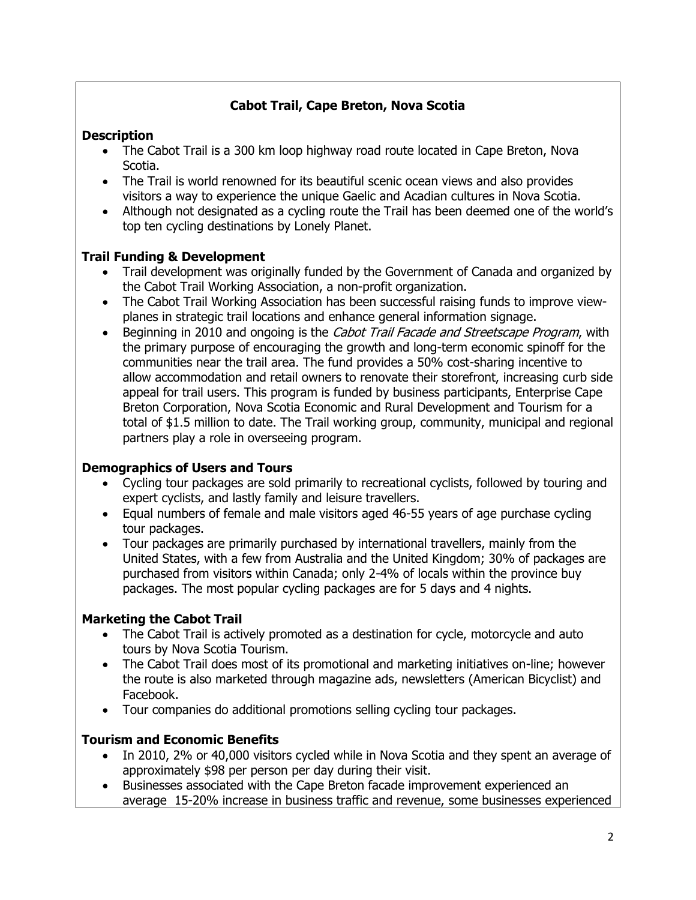## Cabot Trail, Cape Breton, Nova Scotia

### Description

- The Cabot Trail is a 300 km loop highway road route located in Cape Breton, Nova Scotia.
- The Trail is world renowned for its beautiful scenic ocean views and also provides visitors a way to experience the unique Gaelic and Acadian cultures in Nova Scotia.
- Although not designated as a cycling route the Trail has been deemed one of the world's top ten cycling destinations by Lonely Planet.

### Trail Funding & Development

- Trail development was originally funded by the Government of Canada and organized by the Cabot Trail Working Association, a non-profit organization.
- The Cabot Trail Working Association has been successful raising funds to improve view-planes in strategic trail locations and enhance general information signage.
- Beginning in 2010 and ongoing is the *Cabot Trail Facade and Streetscape Program*, with the primary purpose of encouraging the growth and long-term economic spinoff for the communities near the trail area. The fund provides a 50% cost-sharing incentive to allow accommodation and retail owners to renovate their storefront, increasing curb side appeal for trail users. This program is funded by business participants, Enterprise Cape Breton Corporation, Nova Scotia Economic and Rural Development and Tourism for a total of $1.5 million to date. The Trail working group, community, municipal and regional partners play a role in overseeing program.

### Demographics of Users and Tours

- Cycling tour packages are sold primarily to recreational cyclists, followed by touring and expert cyclists, and lastly family and leisure travellers.
- Equal numbers of female and male visitors aged 46-55 years of age purchase cycling tour packages.
- Tour packages are primarily purchased by international travellers, mainly from the United States, with a few from Australia and the United Kingdom; 30% of packages are purchased from visitors within Canada; only 2-4% of locals within the province buy packages. The most popular cycling packages are for 5 days and 4 nights.

### Marketing the Cabot Trail

- The Cabot Trail is actively promoted as a destination for cycle, motorcycle and auto tours by Nova Scotia Tourism.
- The Cabot Trail does most of its promotional and marketing initiatives on-line; however the route is also marketed through magazine ads, newsletters (American Bicyclist) and Facebook.
- Tour companies do additional promotions selling cycling tour packages.

### Tourism and Economic Benefits

- In 2010, 2% or 40,000 visitors cycled while in Nova Scotia and they spent an average of approximately $98 per person per day during their visit.
- Businesses associated with the Cape Breton facade improvement experienced an average 15-20% increase in business traffic and revenue, some businesses experienced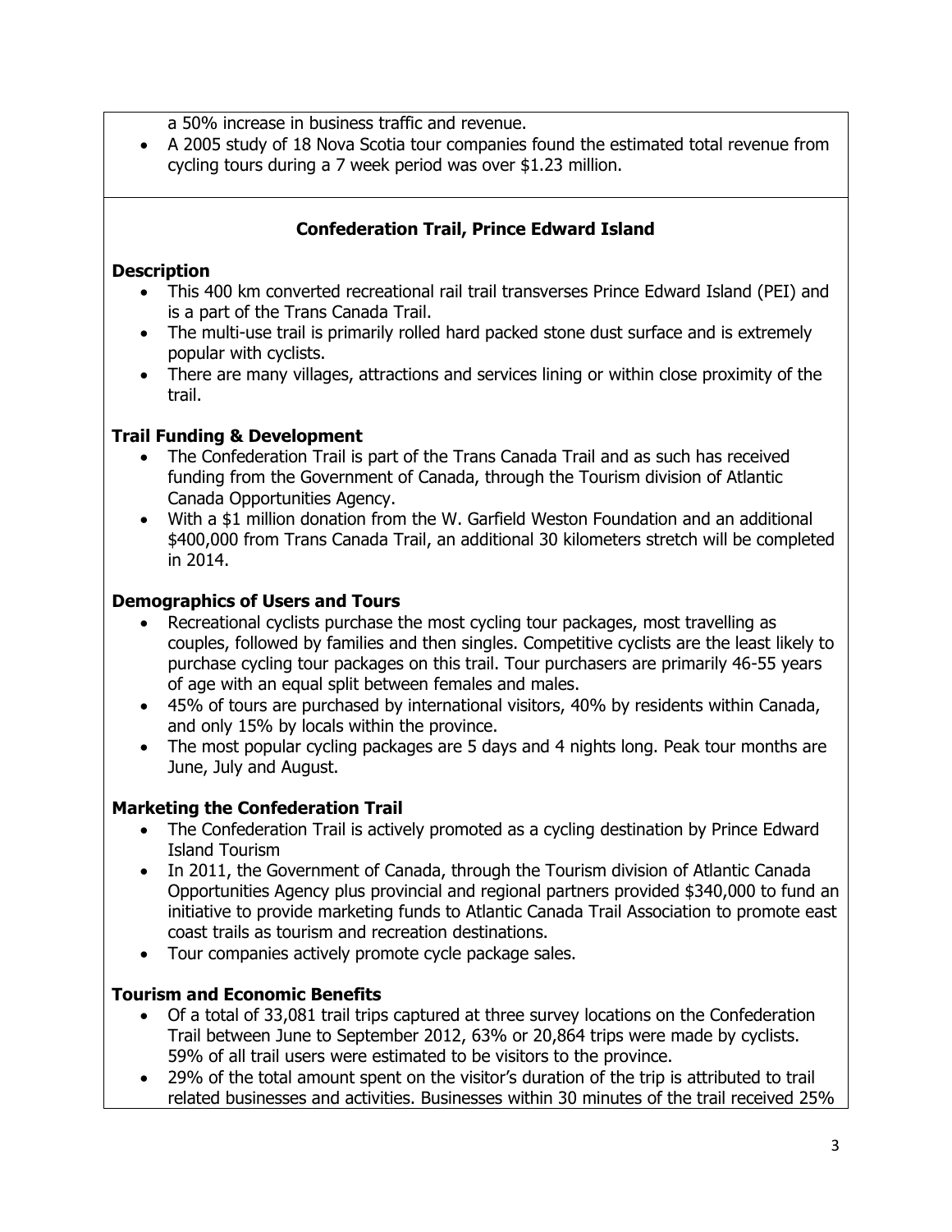a 50% increase in business traffic and revenue.

- A 2005 study of 18 Nova Scotia tour companies found the estimated total revenue from cycling tours during a 7 week period was over $1.23 million.

## Confederation Trail, Prince Edward Island

### Description

- This 400 km converted recreational rail trail transverses Prince Edward Island (PEI) and is a part of the Trans Canada Trail.
- The multi-use trail is primarily rolled hard packed stone dust surface and is extremely popular with cyclists.
- There are many villages, attractions and services lining or within close proximity of the trail.

### Trail Funding & Development

- The Confederation Trail is part of the Trans Canada Trail and as such has received funding from the Government of Canada, through the Tourism division of Atlantic Canada Opportunities Agency.
- With a $1 million donation from the W. Garfield Weston Foundation and an additional $400,000 from Trans Canada Trail, an additional 30 kilometers stretch will be completed in 2014.

### Demographics of Users and Tours

- Recreational cyclists purchase the most cycling tour packages, most travelling as couples, followed by families and then singles. Competitive cyclists are the least likely to purchase cycling tour packages on this trail. Tour purchasers are primarily 46-55 years of age with an equal split between females and males.
- 45% of tours are purchased by international visitors, 40% by residents within Canada, and only 15% by locals within the province.
- The most popular cycling packages are 5 days and 4 nights long. Peak tour months are June, July and August.

### Marketing the Confederation Trail

- The Confederation Trail is actively promoted as a cycling destination by Prince Edward Island Tourism
- In 2011, the Government of Canada, through the Tourism division of Atlantic Canada Opportunities Agency plus provincial and regional partners provided $340,000 to fund an initiative to provide marketing funds to Atlantic Canada Trail Association to promote east coast trails as tourism and recreation destinations.
- Tour companies actively promote cycle package sales.

### Tourism and Economic Benefits

- Of a total of 33,081 trail trips captured at three survey locations on the Confederation Trail between June to September 2012, 63% or 20,864 trips were made by cyclists. 59% of all trail users were estimated to be visitors to the province.
- 29% of the total amount spent on the visitor's duration of the trip is attributed to trail related businesses and activities. Businesses within 30 minutes of the trail received 25%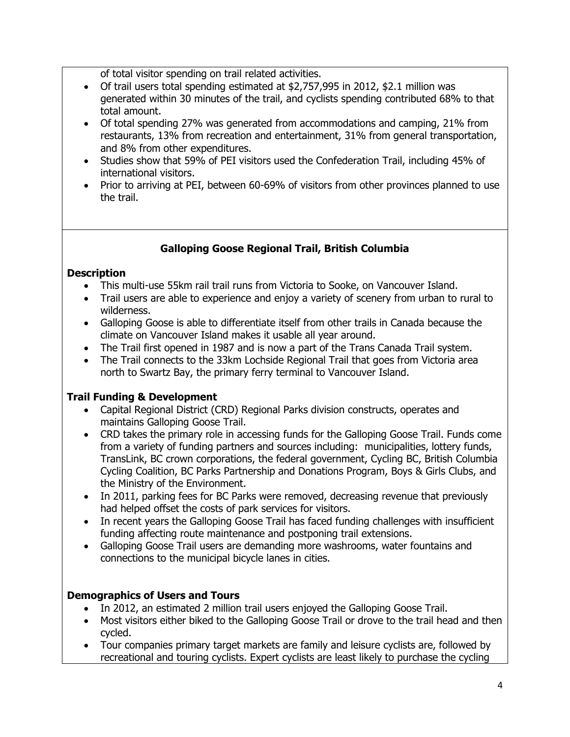of total visitor spending on trail related activities.

- Of trail users total spending estimated at $2,757,995 in 2012, $2.1 million was generated within 30 minutes of the trail, and cyclists spending contributed 68% to that total amount.
- Of total spending 27% was generated from accommodations and camping, 21% from restaurants, 13% from recreation and entertainment, 31% from general transportation, and 8% from other expenditures.
- Studies show that 59% of PEI visitors used the Confederation Trail, including 45% of international visitors.
- Prior to arriving at PEI, between 60-69% of visitors from other provinces planned to use the trail.

## Galloping Goose Regional Trail, British Columbia

### Description

- This multi-use 55km rail trail runs from Victoria to Sooke, on Vancouver Island.
- Trail users are able to experience and enjoy a variety of scenery from urban to rural to wilderness.
- Galloping Goose is able to differentiate itself from other trails in Canada because the climate on Vancouver Island makes it usable all year around.
- The Trail first opened in 1987 and is now a part of the Trans Canada Trail system.
- The Trail connects to the 33km Lochside Regional Trail that goes from Victoria area north to Swartz Bay, the primary ferry terminal to Vancouver Island.

### Trail Funding & Development

- Capital Regional District (CRD) Regional Parks division constructs, operates and maintains Galloping Goose Trail.
- CRD takes the primary role in accessing funds for the Galloping Goose Trail. Funds come from a variety of funding partners and sources including: municipalities, lottery funds, TransLink, BC crown corporations, the federal government, Cycling BC, British Columbia Cycling Coalition, BC Parks Partnership and Donations Program, Boys & Girls Clubs, and the Ministry of the Environment.
- In 2011, parking fees for BC Parks were removed, decreasing revenue that previously had helped offset the costs of park services for visitors.
- In recent years the Galloping Goose Trail has faced funding challenges with insufficient funding affecting route maintenance and postponing trail extensions.
- Galloping Goose Trail users are demanding more washrooms, water fountains and connections to the municipal bicycle lanes in cities.

### Demographics of Users and Tours

- In 2012, an estimated 2 million trail users enjoyed the Galloping Goose Trail.
- Most visitors either biked to the Galloping Goose Trail or drove to the trail head and then cycled.
- Tour companies primary target markets are family and leisure cyclists are, followed by recreational and touring cyclists. Expert cyclists are least likely to purchase the cycling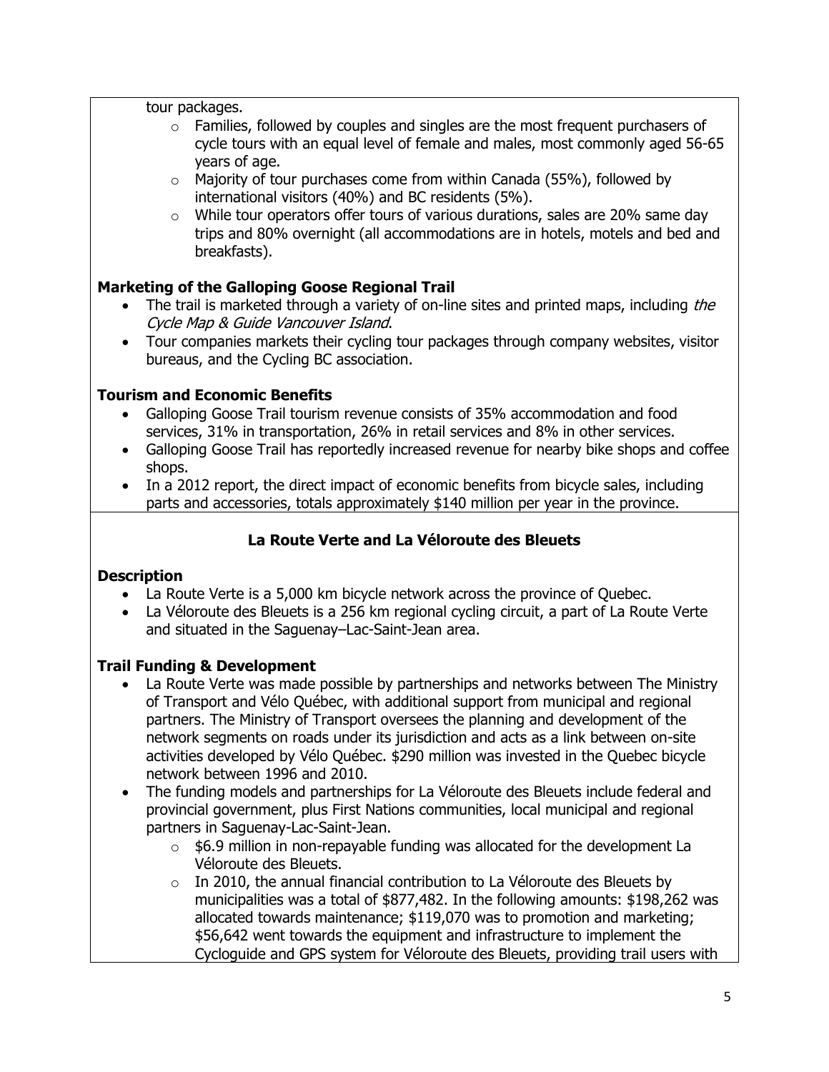tour packages.

- Families, followed by couples and singles are the most frequent purchasers of cycle tours with an equal level of female and males, most commonly aged 56-65 years of age.
- Majority of tour purchases come from within Canada (55%), followed by international visitors (40%) and BC residents (5%).
- While tour operators offer tours of various durations, sales are 20% same day trips and 80% overnight (all accommodations are in hotels, motels and bed and breakfasts).

**Marketing of the Galloping Goose Regional Trail**

- The trail is marketed through a variety of on-line sites and printed maps, including *the Cycle Map & Guide Vancouver Island*.
- Tour companies markets their cycling tour packages through company websites, visitor bureaus, and the Cycling BC association.

**Tourism and Economic Benefits**

- Galloping Goose Trail tourism revenue consists of 35% accommodation and food services, 31% in transportation, 26% in retail services and 8% in other services.
- Galloping Goose Trail has reportedly increased revenue for nearby bike shops and coffee shops.
- In a 2012 report, the direct impact of economic benefits from bicycle sales, including parts and accessories, totals approximately $140 million per year in the province.

## La Route Verte and La Véloroute des Bleuets

**Description**

- La Route Verte is a 5,000 km bicycle network across the province of Quebec.
- La Véloroute des Bleuets is a 256 km regional cycling circuit, a part of La Route Verte and situated in the Saguenay–Lac-Saint-Jean area.

**Trail Funding & Development**

- La Route Verte was made possible by partnerships and networks between The Ministry of Transport and Vélo Québec, with additional support from municipal and regional partners. The Ministry of Transport oversees the planning and development of the network segments on roads under its jurisdiction and acts as a link between on-site activities developed by Vélo Québec. $290 million was invested in the Quebec bicycle network between 1996 and 2010.
- The funding models and partnerships for La Véloroute des Bleuets include federal and provincial government, plus First Nations communities, local municipal and regional partners in Saguenay-Lac-Saint-Jean.
  - $6.9 million in non-repayable funding was allocated for the development La Véloroute des Bleuets.
  - In 2010, the annual financial contribution to La Véloroute des Bleuets by municipalities was a total of $877,482. In the following amounts: $198,262 was allocated towards maintenance; $119,070 was to promotion and marketing; $56,642 went towards the equipment and infrastructure to implement the Cycloguide and GPS system for Véloroute des Bleuets, providing trail users with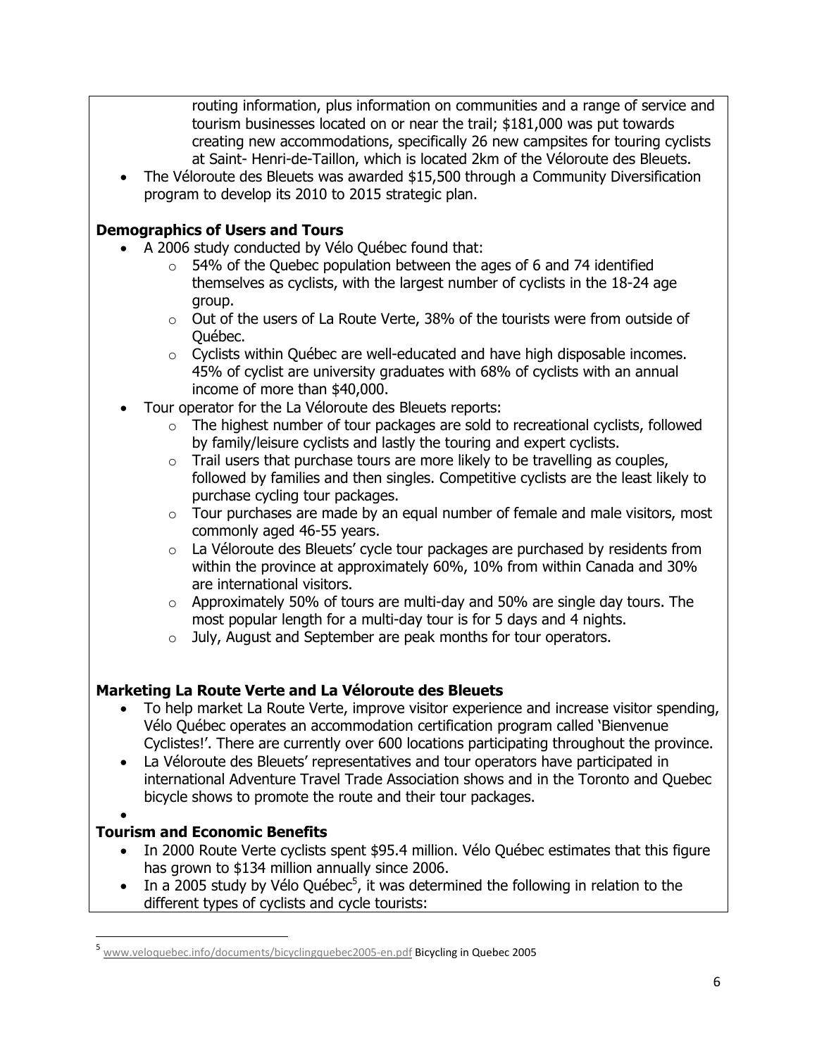routing information, plus information on communities and a range of service and tourism businesses located on or near the trail; $181,000 was put towards creating new accommodations, specifically 26 new campsites for touring cyclists at Saint- Henri-de-Taillon, which is located 2km of the Véloroute des Bleuets.

- The Véloroute des Bleuets was awarded $15,500 through a Community Diversification program to develop its 2010 to 2015 strategic plan.

**Demographics of Users and Tours**

- A 2006 study conducted by Vélo Québec found that:
    - 54% of the Quebec population between the ages of 6 and 74 identified themselves as cyclists, with the largest number of cyclists in the 18-24 age group.
    - Out of the users of La Route Verte, 38% of the tourists were from outside of Québec.
    - Cyclists within Québec are well-educated and have high disposable incomes. 45% of cyclist are university graduates with 68% of cyclists with an annual income of more than $40,000.
- Tour operator for the La Véloroute des Bleuets reports:
    - The highest number of tour packages are sold to recreational cyclists, followed by family/leisure cyclists and lastly the touring and expert cyclists.
    - Trail users that purchase tours are more likely to be travelling as couples, followed by families and then singles. Competitive cyclists are the least likely to purchase cycling tour packages.
    - Tour purchases are made by an equal number of female and male visitors, most commonly aged 46-55 years.
    - La Véloroute des Bleuets' cycle tour packages are purchased by residents from within the province at approximately 60%, 10% from within Canada and 30% are international visitors.
    - Approximately 50% of tours are multi-day and 50% are single day tours. The most popular length for a multi-day tour is for 5 days and 4 nights.
    - July, August and September are peak months for tour operators.

**Marketing La Route Verte and La Véloroute des Bleuets**

- To help market La Route Verte, improve visitor experience and increase visitor spending, Vélo Québec operates an accommodation certification program called 'Bienvenue Cyclistes!'. There are currently over 600 locations participating throughout the province.
- La Véloroute des Bleuets' representatives and tour operators have participated in international Adventure Travel Trade Association shows and in the Toronto and Quebec bicycle shows to promote the route and their tour packages.

**Tourism and Economic Benefits**

- In 2000 Route Verte cyclists spent $95.4 million. Vélo Québec estimates that this figure has grown to $134 million annually since 2006.
- In a 2005 study by Vélo Québec[5], it was determined the following in relation to the different types of cyclists and cycle tourists:

[5] www.veloquebec.info/documents/bicyclingquebec2005-en.pdf Bicycling in Quebec 2005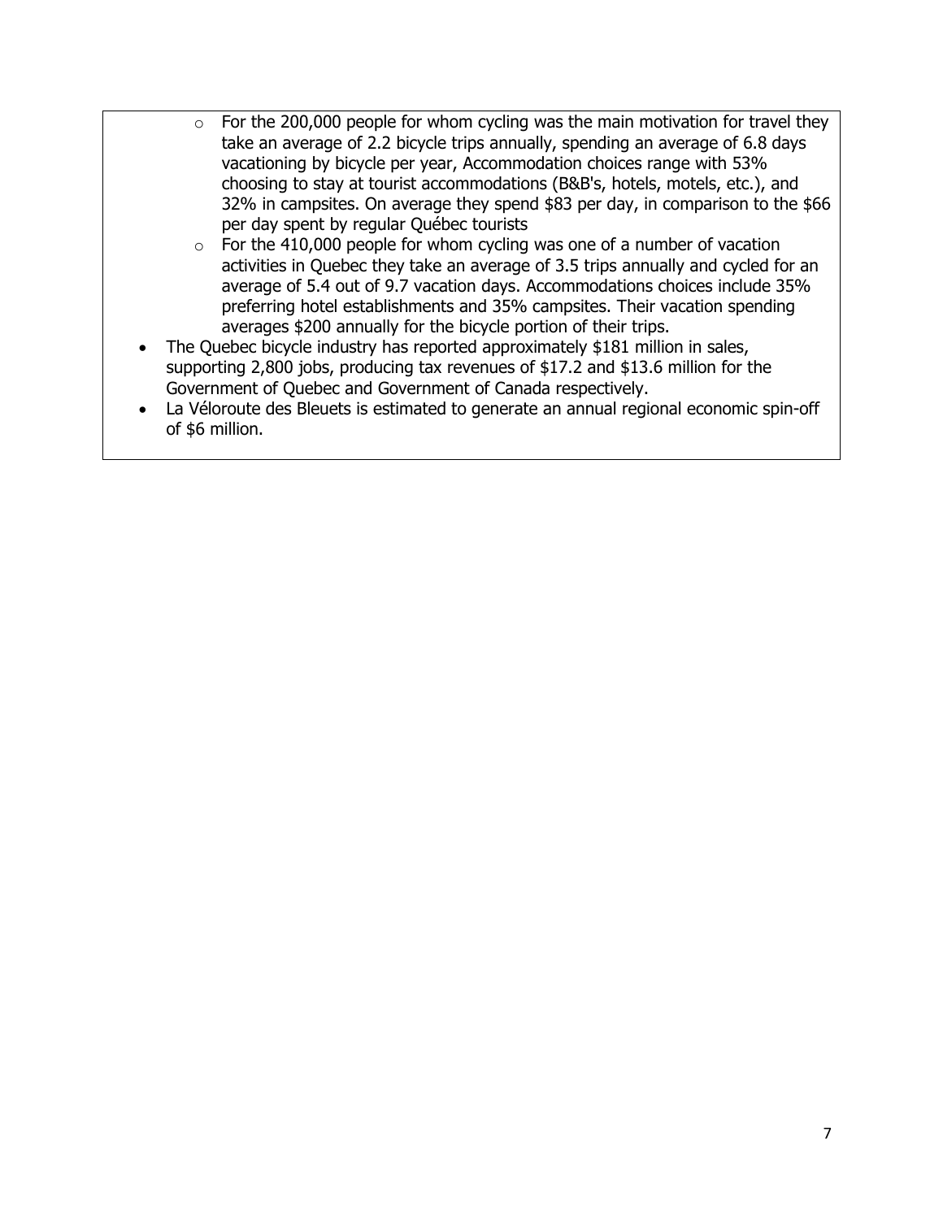- For the 200,000 people for whom cycling was the main motivation for travel they take an average of 2.2 bicycle trips annually, spending an average of 6.8 days vacationing by bicycle per year, Accommodation choices range with 53% choosing to stay at tourist accommodations (B&B's, hotels, motels, etc.), and 32% in campsites. On average they spend $83 per day, in comparison to the $66 per day spent by regular Québec tourists
  - For the 410,000 people for whom cycling was one of a number of vacation activities in Quebec they take an average of 3.5 trips annually and cycled for an average of 5.4 out of 9.7 vacation days. Accommodations choices include 35% preferring hotel establishments and 35% campsites. Their vacation spending averages $200 annually for the bicycle portion of their trips.
- The Quebec bicycle industry has reported approximately $181 million in sales, supporting 2,800 jobs, producing tax revenues of $17.2 and $13.6 million for the Government of Quebec and Government of Canada respectively.
- La Véloroute des Bleuets is estimated to generate an annual regional economic spin-off of $6 million.